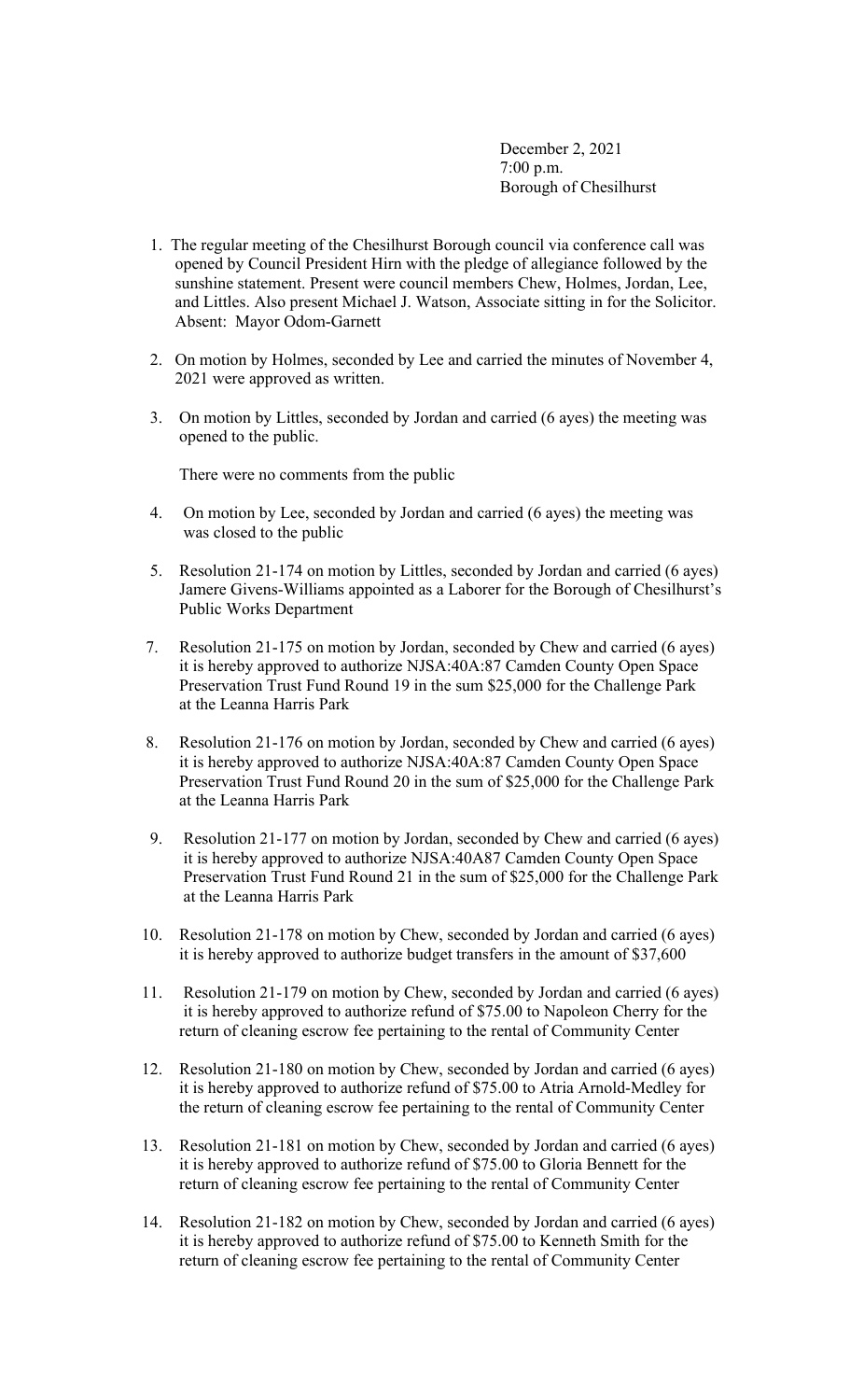December 2, 2021
7:00 p.m.
Borough of Chesilhurst

1. The regular meeting of the Chesilhurst Borough council via conference call was opened by Council President Hirn with the pledge of allegiance followed by the sunshine statement. Present were council members Chew, Holmes, Jordan, Lee, and Littles. Also present Michael J. Watson, Associate sitting in for the Solicitor. Absent: Mayor Odom-Garnett

2. On motion by Holmes, seconded by Lee and carried the minutes of November 4, 2021 were approved as written.

3. On motion by Littles, seconded by Jordan and carried (6 ayes) the meeting was opened to the public.

   There were no comments from the public

4. On motion by Lee, seconded by Jordan and carried (6 ayes) the meeting was was closed to the public

5. Resolution 21-174 on motion by Littles, seconded by Jordan and carried (6 ayes) Jamere Givens-Williams appointed as a Laborer for the Borough of Chesilhurst's Public Works Department

7. Resolution 21-175 on motion by Jordan, seconded by Chew and carried (6 ayes) it is hereby approved to authorize NJSA:40A:87 Camden County Open Space Preservation Trust Fund Round 19 in the sum $25,000 for the Challenge Park at the Leanna Harris Park

8. Resolution 21-176 on motion by Jordan, seconded by Chew and carried (6 ayes) it is hereby approved to authorize NJSA:40A:87 Camden County Open Space Preservation Trust Fund Round 20 in the sum of $25,000 for the Challenge Park at the Leanna Harris Park

9. Resolution 21-177 on motion by Jordan, seconded by Chew and carried (6 ayes) it is hereby approved to authorize NJSA:40A87 Camden County Open Space Preservation Trust Fund Round 21 in the sum of $25,000 for the Challenge Park at the Leanna Harris Park

10. Resolution 21-178 on motion by Chew, seconded by Jordan and carried (6 ayes) it is hereby approved to authorize budget transfers in the amount of $37,600

11. Resolution 21-179 on motion by Chew, seconded by Jordan and carried (6 ayes) it is hereby approved to authorize refund of $75.00 to Napoleon Cherry for the return of cleaning escrow fee pertaining to the rental of Community Center

12. Resolution 21-180 on motion by Chew, seconded by Jordan and carried (6 ayes) it is hereby approved to authorize refund of $75.00 to Atria Arnold-Medley for the return of cleaning escrow fee pertaining to the rental of Community Center

13. Resolution 21-181 on motion by Chew, seconded by Jordan and carried (6 ayes) it is hereby approved to authorize refund of $75.00 to Gloria Bennett for the return of cleaning escrow fee pertaining to the rental of Community Center

14. Resolution 21-182 on motion by Chew, seconded by Jordan and carried (6 ayes) it is hereby approved to authorize refund of $75.00 to Kenneth Smith for the return of cleaning escrow fee pertaining to the rental of Community Center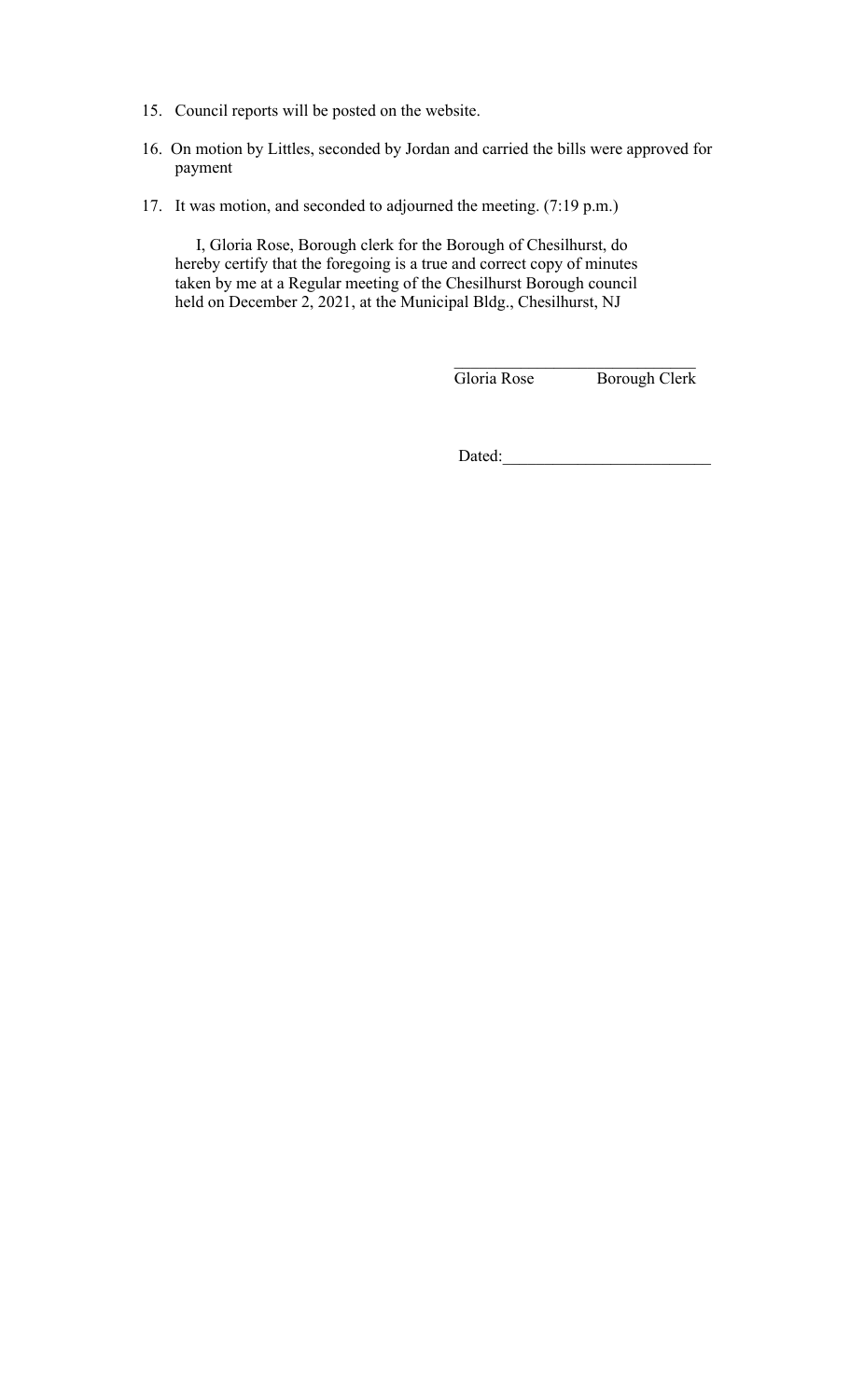15. Council reports will be posted on the website.

16. On motion by Littles, seconded by Jordan and carried the bills were approved for payment

17. It was motion, and seconded to adjourned the meeting. (7:19 p.m.)

I, Gloria Rose, Borough clerk for the Borough of Chesilhurst, do hereby certify that the foregoing is a true and correct copy of minutes taken by me at a Regular meeting of the Chesilhurst Borough council held on December 2, 2021, at the Municipal Bldg., Chesilhurst, NJ

______________________________
Gloria Rose Borough Clerk

Dated:_________________________